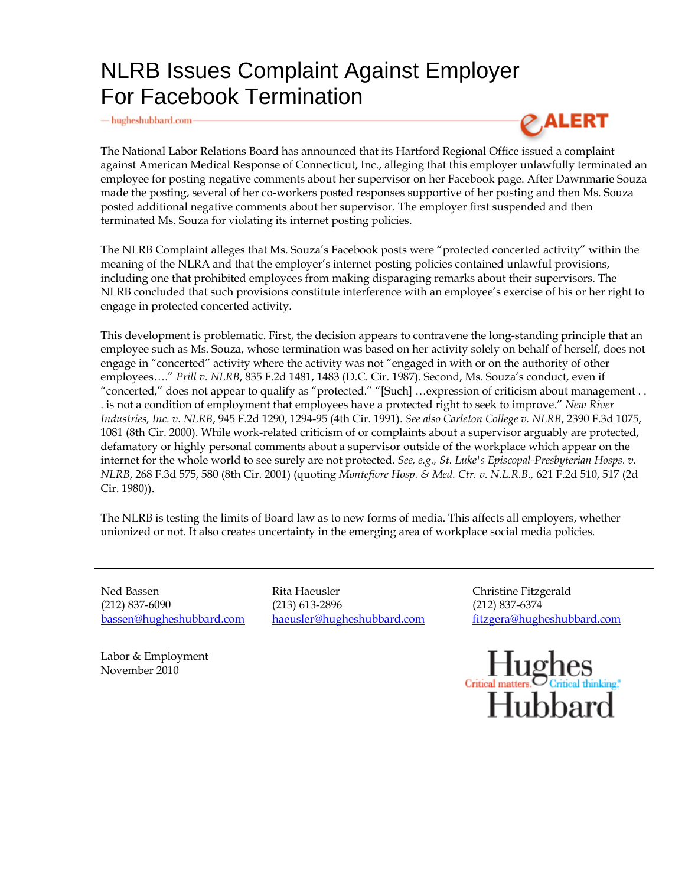# NLRB Issues Complaint Against Employer For Facebook Termination

hugheshubbard.com

eALERT

The National Labor Relations Board has announced that its Hartford Regional Office issued a complaint against American Medical Response of Connecticut, Inc., alleging that this employer unlawfully terminated an employee for posting negative comments about her supervisor on her Facebook page. After Dawnmarie Souza made the posting, several of her co-workers posted responses supportive of her posting and then Ms. Souza posted additional negative comments about her supervisor. The employer first suspended and then terminated Ms. Souza for violating its internet posting policies.

The NLRB Complaint alleges that Ms. Souza's Facebook posts were "protected concerted activity" within the meaning of the NLRA and that the employer's internet posting policies contained unlawful provisions, including one that prohibited employees from making disparaging remarks about their supervisors. The NLRB concluded that such provisions constitute interference with an employee's exercise of his or her right to engage in protected concerted activity.

This development is problematic. First, the decision appears to contravene the long-standing principle that an employee such as Ms. Souza, whose termination was based on her activity solely on behalf of herself, does not engage in "concerted" activity where the activity was not "engaged in with or on the authority of other employees…." *Prill v. NLRB*, 835 F.2d 1481, 1483 (D.C. Cir. 1987). Second, Ms. Souza's conduct, even if "concerted," does not appear to qualify as "protected." "[Such] …expression of criticism about management . . . is not a condition of employment that employees have a protected right to seek to improve." *New River Industries, Inc. v. NLRB*, 945 F.2d 1290, 1294-95 (4th Cir. 1991). *See also Carleton College v. NLRB*, 2390 F.3d 1075, 1081 (8th Cir. 2000). While work-related criticism of or complaints about a supervisor arguably are protected, defamatory or highly personal comments about a supervisor outside of the workplace which appear on the internet for the whole world to see surely are not protected. *See, e.g., St. Luke's Episcopal-Presbyterian Hosps. v. NLRB*, 268 F.3d 575, 580 (8th Cir. 2001) (quoting *Montefiore Hosp. & Med. Ctr. v. N.L.R.B.*, 621 F.2d 510, 517 (2d Cir. 1980)).

The NLRB is testing the limits of Board law as to new forms of media. This affects all employers, whether unionized or not. It also creates uncertainty in the emerging area of workplace social media policies.

---

Ned Bassen
(212) 837-6090
bassen@hugheshubbard.com

Rita Haeusler
(213) 613-2896
haeusler@hugheshubbard.com

Christine Fitzgerald
(212) 837-6374
fitzgera@hugheshubbard.com

Labor & Employment
November 2010

Hughes Hubbard
Critical matters. Critical thinking.®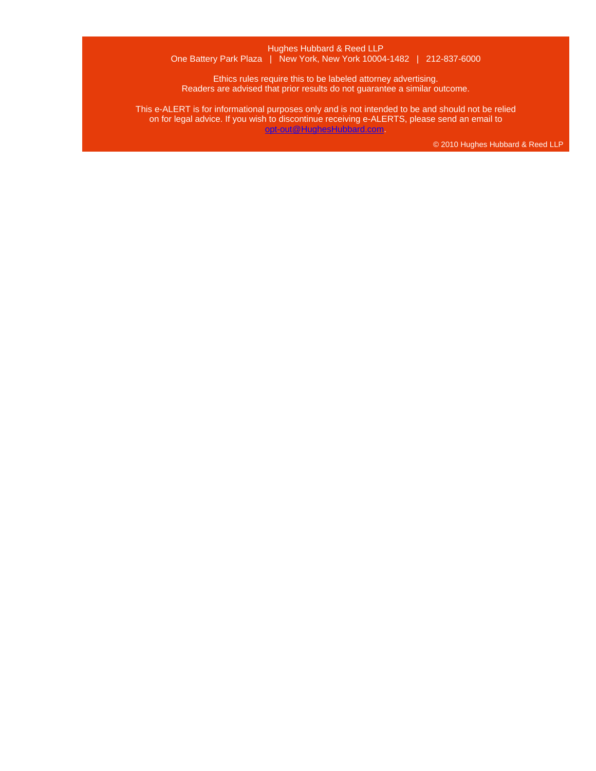Hughes Hubbard & Reed LLP
One Battery Park Plaza | New York, New York 10004-1482 | 212-837-6000

Ethics rules require this to be labeled attorney advertising.
Readers are advised that prior results do not guarantee a similar outcome.

This e-ALERT is for informational purposes only and is not intended to be and should not be relied on for legal advice. If you wish to discontinue receiving e-ALERTS, please send an email to opt-out@HughesHubbard.com.

© 2010 Hughes Hubbard & Reed LLP